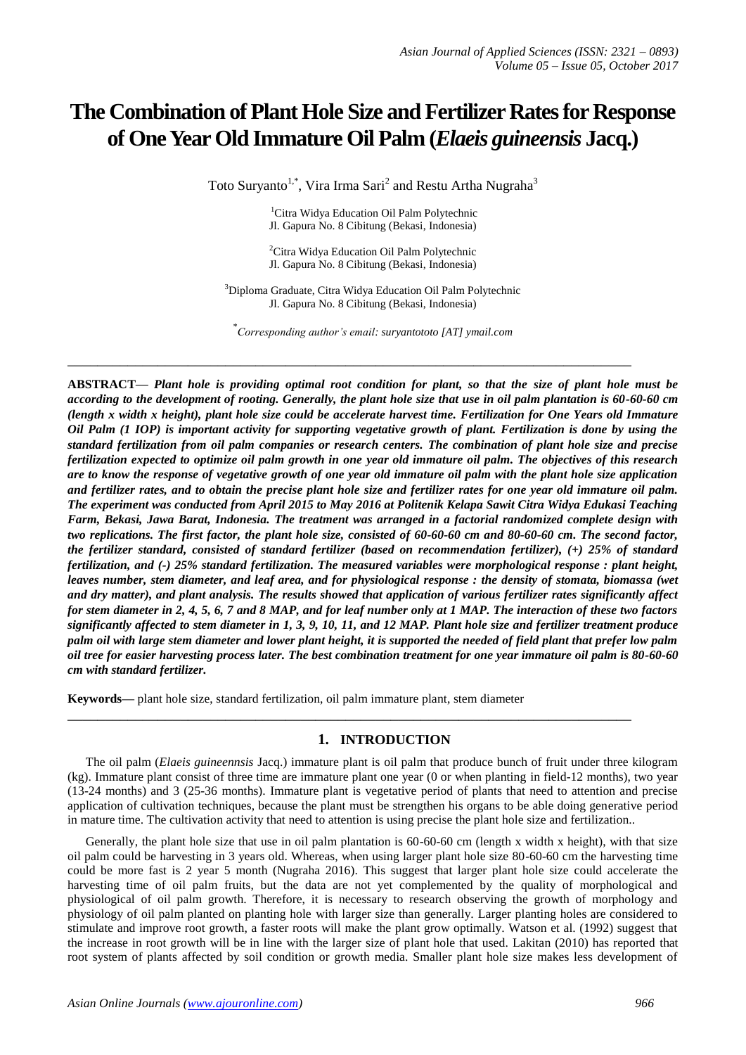# The Combination of Plant Hole Size and Fertilizer Rates for Response of One Year Old Immature Oil Palm (*Elaeis guineensis* Jacq.)

Toto Suryanto[1,*], Vira Irma Sari[2] and Restu Artha Nugraha[3]

[1]Citra Widya Education Oil Palm Polytechnic
Jl. Gapura No. 8 Cibitung (Bekasi, Indonesia)

[2]Citra Widya Education Oil Palm Polytechnic
Jl. Gapura No. 8 Cibitung (Bekasi, Indonesia)

[3]Diploma Graduate, Citra Widya Education Oil Palm Polytechnic
Jl. Gapura No. 8 Cibitung (Bekasi, Indonesia)

[*]*Corresponding author's email: suryantototo [AT] ymail.com*

---

**ABSTRACT—** ***Plant hole is providing optimal root condition for plant, so that the size of plant hole must be according to the development of rooting. Generally, the plant hole size that use in oil palm plantation is 60-60-60 cm (length x width x height), plant hole size could be accelerate harvest time. Fertilization for One Years old Immature Oil Palm (1 IOP) is important activity for supporting vegetative growth of plant. Fertilization is done by using the standard fertilization from oil palm companies or research centers. The combination of plant hole size and precise fertilization expected to optimize oil palm growth in one year old immature oil palm. The objectives of this research are to know the response of vegetative growth of one year old immature oil palm with the plant hole size application and fertilizer rates, and to obtain the precise plant hole size and fertilizer rates for one year old immature oil palm. The experiment was conducted from April 2015 to May 2016 at Politenik Kelapa Sawit Citra Widya Edukasi Teaching Farm, Bekasi, Jawa Barat, Indonesia. The treatment was arranged in a factorial randomized complete design with two replications. The first factor, the plant hole size, consisted of 60-60-60 cm and 80-60-60 cm. The second factor, the fertilizer standard, consisted of standard fertilizer (based on recommendation fertilizer), (+) 25% of standard fertilization, and (-) 25% standard fertilization. The measured variables were morphological response : plant height, leaves number, stem diameter, and leaf area, and for physiological response : the density of stomata, biomassa (wet and dry matter), and plant analysis. The results showed that application of various fertilizer rates significantly affect for stem diameter in 2, 4, 5, 6, 7 and 8 MAP, and for leaf number only at 1 MAP. The interaction of these two factors significantly affected to stem diameter in 1, 3, 9, 10, 11, and 12 MAP. Plant hole size and fertilizer treatment produce palm oil with large stem diameter and lower plant height, it is supported the needed of field plant that prefer low palm oil tree for easier harvesting process later. The best combination treatment for one year immature oil palm is 80-60-60 cm with standard fertilizer.***

**Keywords—** plant hole size, standard fertilization, oil palm immature plant, stem diameter

---

## 1. INTRODUCTION

The oil palm (*Elaeis guineennsis* Jacq.) immature plant is oil palm that produce bunch of fruit under three kilogram (kg). Immature plant consist of three time are immature plant one year (0 or when planting in field-12 months), two year (13-24 months) and 3 (25-36 months). Immature plant is vegetative period of plants that need to attention and precise application of cultivation techniques, because the plant must be strengthen his organs to be able doing generative period in mature time. The cultivation activity that need to attention is using precise the plant hole size and fertilization..

Generally, the plant hole size that use in oil palm plantation is 60-60-60 cm (length x width x height), with that size oil palm could be harvesting in 3 years old. Whereas, when using larger plant hole size 80-60-60 cm the harvesting time could be more fast is 2 year 5 month (Nugraha 2016). This suggest that larger plant hole size could accelerate the harvesting time of oil palm fruits, but the data are not yet complemented by the quality of morphological and physiological of oil palm growth. Therefore, it is necessary to research observing the growth of morphology and physiology of oil palm planted on planting hole with larger size than generally. Larger planting holes are considered to stimulate and improve root growth, a faster roots will make the plant grow optimally. Watson et al. (1992) suggest that the increase in root growth will be in line with the larger size of plant hole that used. Lakitan (2010) has reported that root system of plants affected by soil condition or growth media. Smaller plant hole size makes less development of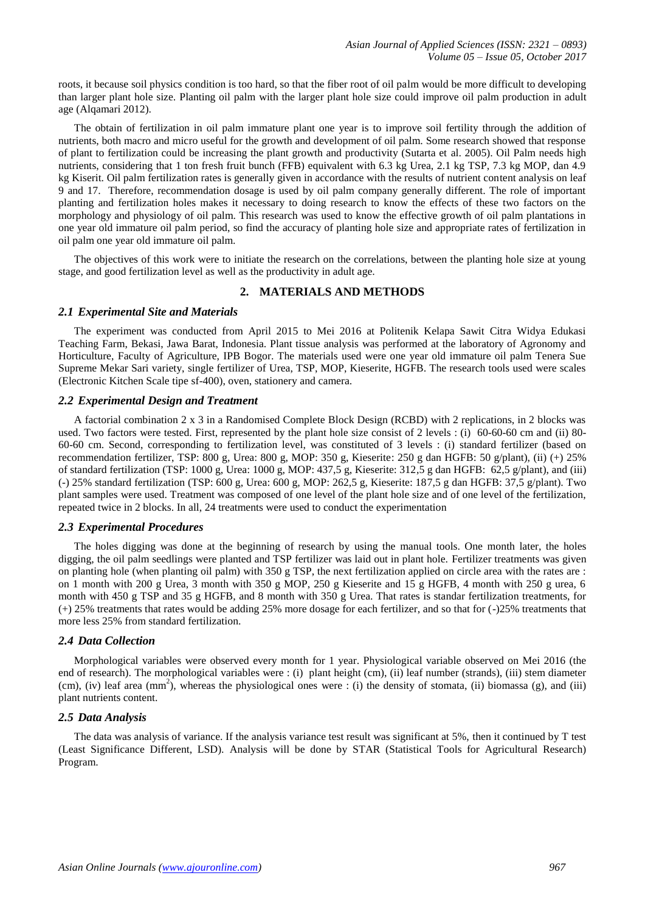roots, it because soil physics condition is too hard, so that the fiber root of oil palm would be more difficult to developing than larger plant hole size. Planting oil palm with the larger plant hole size could improve oil palm production in adult age (Alqamari 2012).

The obtain of fertilization in oil palm immature plant one year is to improve soil fertility through the addition of nutrients, both macro and micro useful for the growth and development of oil palm. Some research showed that response of plant to fertilization could be increasing the plant growth and productivity (Sutarta et al. 2005). Oil Palm needs high nutrients, considering that 1 ton fresh fruit bunch (FFB) equivalent with 6.3 kg Urea, 2.1 kg TSP, 7.3 kg MOP, dan 4.9 kg Kiserit. Oil palm fertilization rates is generally given in accordance with the results of nutrient content analysis on leaf 9 and 17. Therefore, recommendation dosage is used by oil palm company generally different. The role of important planting and fertilization holes makes it necessary to doing research to know the effects of these two factors on the morphology and physiology of oil palm. This research was used to know the effective growth of oil palm plantations in one year old immature oil palm period, so find the accuracy of planting hole size and appropriate rates of fertilization in oil palm one year old immature oil palm.

The objectives of this work were to initiate the research on the correlations, between the planting hole size at young stage, and good fertilization level as well as the productivity in adult age.

## 2. MATERIALS AND METHODS

### *2.1 Experimental Site and Materials*

The experiment was conducted from April 2015 to Mei 2016 at Politenik Kelapa Sawit Citra Widya Edukasi Teaching Farm, Bekasi, Jawa Barat, Indonesia. Plant tissue analysis was performed at the laboratory of Agronomy and Horticulture, Faculty of Agriculture, IPB Bogor. The materials used were one year old immature oil palm Tenera Sue Supreme Mekar Sari variety, single fertilizer of Urea, TSP, MOP, Kieserite, HGFB. The research tools used were scales (Electronic Kitchen Scale tipe sf-400), oven, stationery and camera.

### *2.2 Experimental Design and Treatment*

A factorial combination 2 x 3 in a Randomised Complete Block Design (RCBD) with 2 replications, in 2 blocks was used. Two factors were tested. First, represented by the plant hole size consist of 2 levels : (i) 60-60-60 cm and (ii) 80-60-60 cm. Second, corresponding to fertilization level, was constituted of 3 levels : (i) standard fertilizer (based on recommendation fertilizer, TSP: 800 g, Urea: 800 g, MOP: 350 g, Kieserite: 250 g dan HGFB: 50 g/plant), (ii) (+) 25% of standard fertilization (TSP: 1000 g, Urea: 1000 g, MOP: 437,5 g, Kieserite: 312,5 g dan HGFB: 62,5 g/plant), and (iii) (-) 25% standard fertilization (TSP: 600 g, Urea: 600 g, MOP: 262,5 g, Kieserite: 187,5 g dan HGFB: 37,5 g/plant). Two plant samples were used. Treatment was composed of one level of the plant hole size and of one level of the fertilization, repeated twice in 2 blocks. In all, 24 treatments were used to conduct the experimentation

### *2.3 Experimental Procedures*

The holes digging was done at the beginning of research by using the manual tools. One month later, the holes digging, the oil palm seedlings were planted and TSP fertilizer was laid out in plant hole. Fertilizer treatments was given on planting hole (when planting oil palm) with 350 g TSP, the next fertilization applied on circle area with the rates are : on 1 month with 200 g Urea, 3 month with 350 g MOP, 250 g Kieserite and 15 g HGFB, 4 month with 250 g urea, 6 month with 450 g TSP and 35 g HGFB, and 8 month with 350 g Urea. That rates is standar fertilization treatments, for (+) 25% treatments that rates would be adding 25% more dosage for each fertilizer, and so that for (-)25% treatments that more less 25% from standard fertilization.

### *2.4 Data Collection*

Morphological variables were observed every month for 1 year. Physiological variable observed on Mei 2016 (the end of research). The morphological variables were : (i) plant height (cm), (ii) leaf number (strands), (iii) stem diameter (cm), (iv) leaf area ($mm^2$), whereas the physiological ones were : (i) the density of stomata, (ii) biomassa (g), and (iii) plant nutrients content.

### *2.5 Data Analysis*

The data was analysis of variance. If the analysis variance test result was significant at 5%, then it continued by T test (Least Significance Different, LSD). Analysis will be done by STAR (Statistical Tools for Agricultural Research) Program.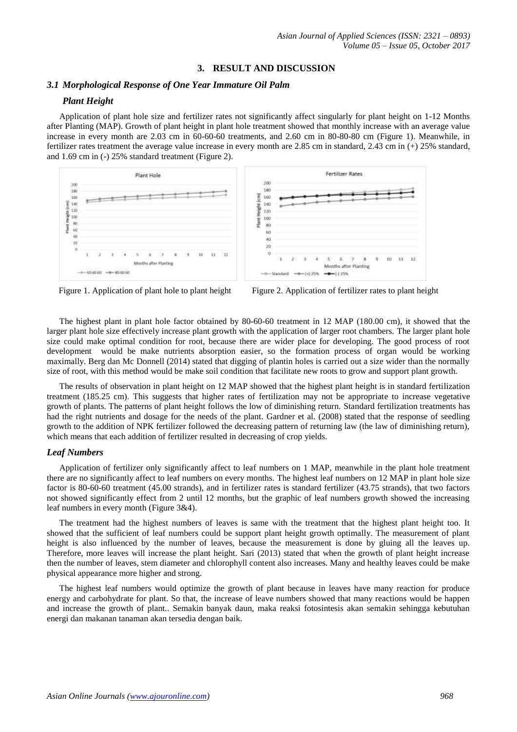## 3. RESULT AND DISCUSSION

### *3.1 Morphological Response of One Year Immature Oil Palm*

#### *Plant Height*

Application of plant hole size and fertilizer rates not significantly affect singularly for plant height on 1-12 Months after Planting (MAP). Growth of plant height in plant hole treatment showed that monthly increase with an average value increase in every month are 2.03 cm in 60-60-60 treatments, and 2.60 cm in 80-80-80 cm (Figure 1). Meanwhile, in fertilizer rates treatment the average value increase in every month are 2.85 cm in standard, 2.43 cm in (+) 25% standard, and 1.69 cm in (-) 25% standard treatment (Figure 2).

Figure 1. Application of plant hole to plant height

Figure 2. Application of fertilizer rates to plant height

The highest plant in plant hole factor obtained by 80-60-60 treatment in 12 MAP (180.00 cm), it showed that the larger plant hole size effectively increase plant growth with the application of larger root chambers. The larger plant hole size could make optimal condition for root, because there are wider place for developing. The good process of root development would be make nutrients absorption easier, so the formation process of organ would be working maximally. Berg dan Mc Donnell (2014) stated that digging of plantin holes is carried out a size wider than the normally size of root, with this method would be make soil condition that facilitate new roots to grow and support plant growth.

The results of observation in plant height on 12 MAP showed that the highest plant height is in standard fertilization treatment (185.25 cm). This suggests that higher rates of fertilization may not be appropriate to increase vegetative growth of plants. The patterns of plant height follows the low of diminishing return. Standard fertilization treatments has had the right nutrients and dosage for the needs of the plant. Gardner et al. (2008) stated that the response of seedling growth to the addition of NPK fertilizer followed the decreasing pattern of returning law (the law of diminishing return), which means that each addition of fertilizer resulted in decreasing of crop yields.

#### *Leaf Numbers*

Application of fertilizer only significantly affect to leaf numbers on 1 MAP, meanwhile in the plant hole treatment there are no significantly affect to leaf numbers on every months. The highest leaf numbers on 12 MAP in plant hole size factor is 80-60-60 treatment (45.00 strands), and in fertilizer rates is standard fertilizer (43.75 strands), that two factors not showed significantly effect from 2 until 12 months, but the graphic of leaf numbers growth showed the increasing leaf numbers in every month (Figure 3&4).

The treatment had the highest numbers of leaves is same with the treatment that the highest plant height too. It showed that the sufficient of leaf numbers could be support plant height growth optimally. The measurement of plant height is also influenced by the number of leaves, because the measurement is done by gluing all the leaves up. Therefore, more leaves will increase the plant height. Sari (2013) stated that when the growth of plant height increase then the number of leaves, stem diameter and chlorophyll content also increases. Many and healthy leaves could be make physical appearance more higher and strong.

The highest leaf numbers would optimize the growth of plant because in leaves have many reaction for produce energy and carbohydrate for plant. So that, the increase of leave numbers showed that many reactions would be happen and increase the growth of plant.. Semakin banyak daun, maka reaksi fotosintesis akan semakin sehingga kebutuhan energi dan makanan tanaman akan tersedia dengan baik.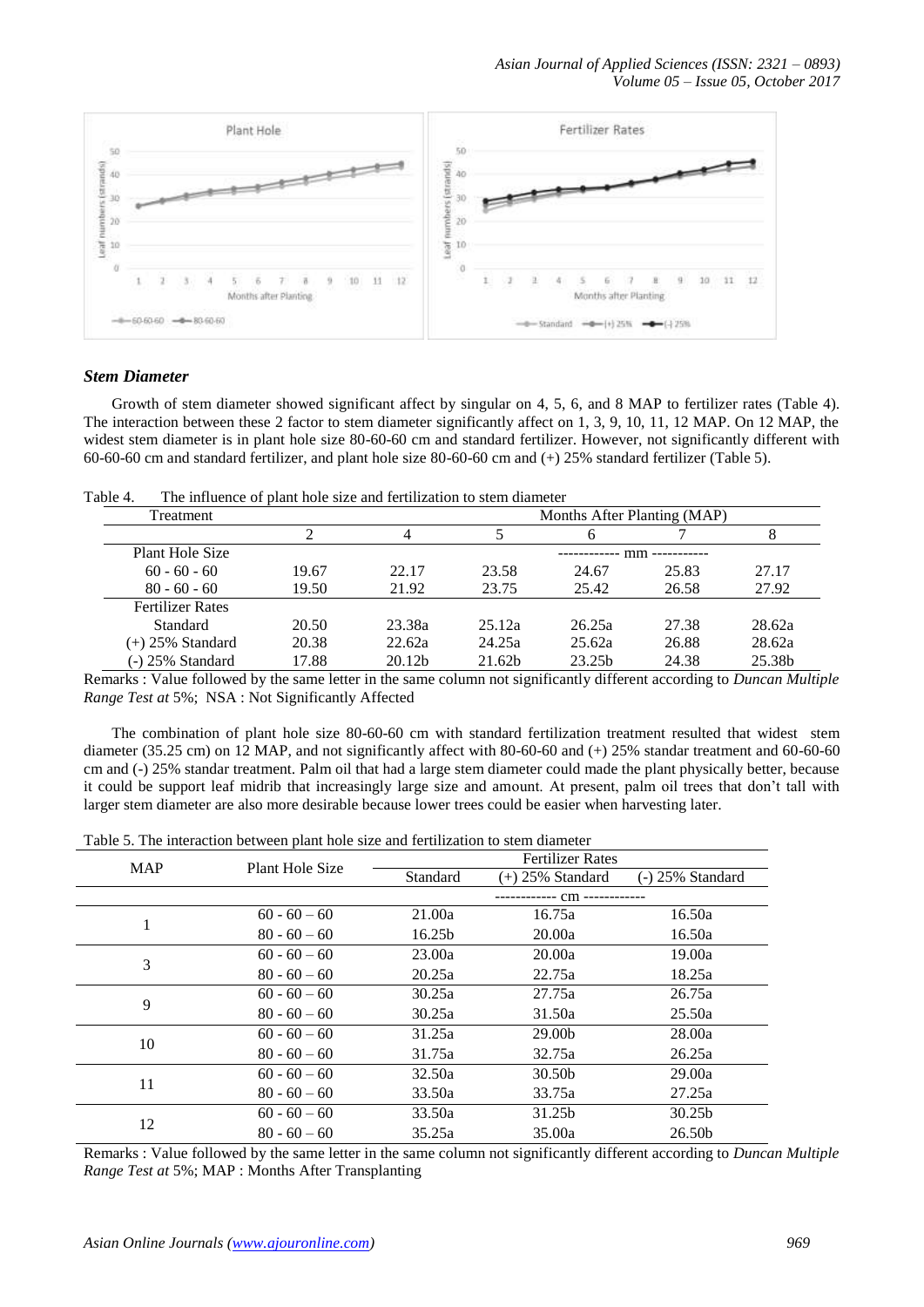### Stem Diameter

Growth of stem diameter showed significant affect by singular on 4, 5, 6, and 8 MAP to fertilizer rates (Table 4). The interaction between these 2 factor to stem diameter significantly affect on 1, 3, 9, 10, 11, 12 MAP. On 12 MAP, the widest stem diameter is in plant hole size 80-60-60 cm and standard fertilizer. However, not significantly different with 60-60-60 cm and standard fertilizer, and plant hole size 80-60-60 cm and (+) 25% standard fertilizer (Table 5).

Table 4. The influence of plant hole size and fertilization to stem diameter

| Treatment | Months After Planting (MAP) | | | | | |
|---|---|---|---|---|---|---|
| | 2 | 4 | 5 | 6 | 7 | 8 |
| Plant Hole Size | | | | ------------ mm ----------- | | |
| 60 - 60 - 60 | 19.67 | 22.17 | 23.58 | 24.67 | 25.83 | 27.17 |
| 80 - 60 - 60 | 19.50 | 21.92 | 23.75 | 25.42 | 26.58 | 27.92 |
| Fertilizer Rates | | | | | | |
| Standard | 20.50 | 23.38a | 25.12a | 26.25a | 27.38 | 28.62a |
| (+) 25% Standard | 20.38 | 22.62a | 24.25a | 25.62a | 26.88 | 28.62a |
| (-) 25% Standard | 17.88 | 20.12b | 21.62b | 23.25b | 24.38 | 25.38b |

Remarks : Value followed by the same letter in the same column not significantly different according to *Duncan Multiple Range Test at* 5%; NSA : Not Significantly Affected

The combination of plant hole size 80-60-60 cm with standard fertilization treatment resulted that widest stem diameter (35.25 cm) on 12 MAP, and not significantly affect with 80-60-60 and (+) 25% standar treatment and 60-60-60 cm and (-) 25% standar treatment. Palm oil that had a large stem diameter could made the plant physically better, because it could be support leaf midrib that increasingly large size and amount. At present, palm oil trees that don't tall with larger stem diameter are also more desirable because lower trees could be easier when harvesting later.

Table 5. The interaction between plant hole size and fertilization to stem diameter

| MAP | Plant Hole Size | Fertilizer Rates | | |
|---|---|---|---|---|
| | | Standard | (+) 25% Standard | (-) 25% Standard |
| | | | ------------ cm ------------ | |
| 1 | 60 - 60 – 60 | 21.00a | 16.75a | 16.50a |
| | 80 - 60 – 60 | 16.25b | 20.00a | 16.50a |
| 3 | 60 - 60 – 60 | 23.00a | 20.00a | 19.00a |
| | 80 - 60 – 60 | 20.25a | 22.75a | 18.25a |
| 9 | 60 - 60 – 60 | 30.25a | 27.75a | 26.75a |
| | 80 - 60 – 60 | 30.25a | 31.50a | 25.50a |
| 10 | 60 - 60 – 60 | 31.25a | 29.00b | 28.00a |
| | 80 - 60 – 60 | 31.75a | 32.75a | 26.25a |
| 11 | 60 - 60 – 60 | 32.50a | 30.50b | 29.00a |
| | 80 - 60 – 60 | 33.50a | 33.75a | 27.25a |
| 12 | 60 - 60 – 60 | 33.50a | 31.25b | 30.25b |
| | 80 - 60 – 60 | 35.25a | 35.00a | 26.50b |

Remarks : Value followed by the same letter in the same column not significantly different according to *Duncan Multiple Range Test at* 5%; MAP : Months After Transplanting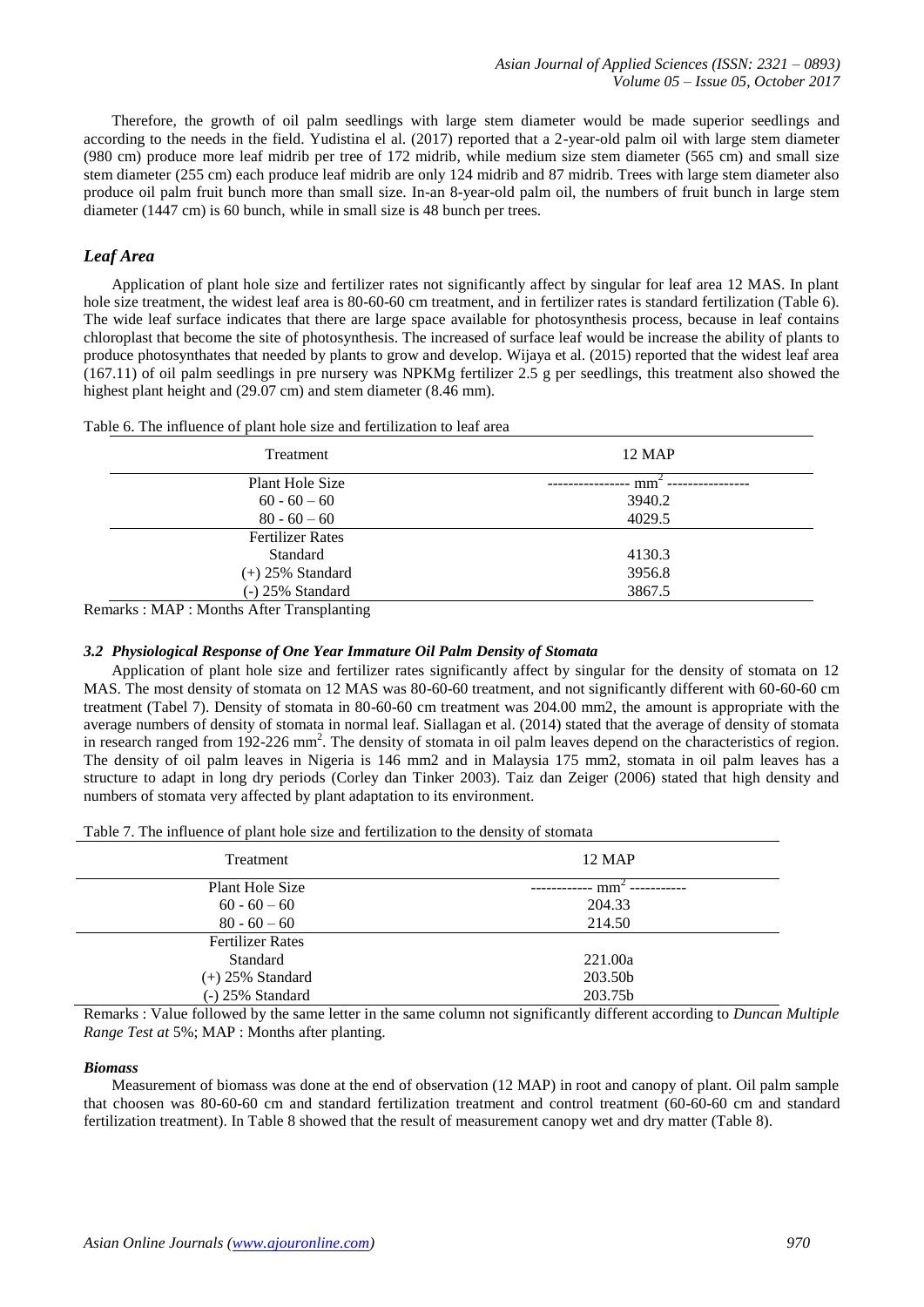Therefore, the growth of oil palm seedlings with large stem diameter would be made superior seedlings and according to the needs in the field. Yudistina el al. (2017) reported that a 2-year-old palm oil with large stem diameter (980 cm) produce more leaf midrib per tree of 172 midrib, while medium size stem diameter (565 cm) and small size stem diameter (255 cm) each produce leaf midrib are only 124 midrib and 87 midrib. Trees with large stem diameter also produce oil palm fruit bunch more than small size. In-an 8-year-old palm oil, the numbers of fruit bunch in large stem diameter (1447 cm) is 60 bunch, while in small size is 48 bunch per trees.

### *Leaf Area*

Application of plant hole size and fertilizer rates not significantly affect by singular for leaf area 12 MAS. In plant hole size treatment, the widest leaf area is 80-60-60 cm treatment, and in fertilizer rates is standard fertilization (Table 6). The wide leaf surface indicates that there are large space available for photosynthesis process, because in leaf contains chloroplast that become the site of photosynthesis. The increased of surface leaf would be increase the ability of plants to produce photosynthates that needed by plants to grow and develop. Wijaya et al. (2015) reported that the widest leaf area (167.11) of oil palm seedlings in pre nursery was NPKMg fertilizer 2.5 g per seedlings, this treatment also showed the highest plant height and (29.07 cm) and stem diameter (8.46 mm).

Table 6. The influence of plant hole size and fertilization to leaf area

| Treatment | 12 MAP |
|---|---|
| Plant Hole Size | ---------------- $mm^2$ ---------------- |
| 60 - 60 – 60 | 3940.2 |
| 80 - 60 – 60 | 4029.5 |
| Fertilizer Rates | |
| Standard | 4130.3 |
| (+) 25% Standard | 3956.8 |
| (-) 25% Standard | 3867.5 |

Remarks : MAP : Months After Transplanting

#### *3.2 Physiological Response of One Year Immature Oil Palm Density of Stomata*

Application of plant hole size and fertilizer rates significantly affect by singular for the density of stomata on 12 MAS. The most density of stomata on 12 MAS was 80-60-60 treatment, and not significantly different with 60-60-60 cm treatment (Tabel 7). Density of stomata in 80-60-60 cm treatment was 204.00 mm2, the amount is appropriate with the average numbers of density of stomata in normal leaf. Siallagan et al. (2014) stated that the average of density of stomata in research ranged from 192-226 $mm^2$. The density of stomata in oil palm leaves depend on the characteristics of region. The density of oil palm leaves in Nigeria is 146 mm2 and in Malaysia 175 mm2, stomata in oil palm leaves has a structure to adapt in long dry periods (Corley dan Tinker 2003). Taiz dan Zeiger (2006) stated that high density and numbers of stomata very affected by plant adaptation to its environment.

Table 7. The influence of plant hole size and fertilization to the density of stomata

| Treatment | 12 MAP |
|---|---|
| Plant Hole Size | ------------ $mm^2$ ----------- |
| 60 - 60 – 60 | 204.33 |
| 80 - 60 – 60 | 214.50 |
| Fertilizer Rates | |
| Standard | 221.00a |
| (+) 25% Standard | 203.50b |
| (-) 25% Standard | 203.75b |

Remarks : Value followed by the same letter in the same column not significantly different according to *Duncan Multiple Range Test at* 5%; MAP : Months after planting.

#### *Biomass*

Measurement of biomass was done at the end of observation (12 MAP) in root and canopy of plant. Oil palm sample that choosen was 80-60-60 cm and standard fertilization treatment and control treatment (60-60-60 cm and standard fertilization treatment). In Table 8 showed that the result of measurement canopy wet and dry matter (Table 8).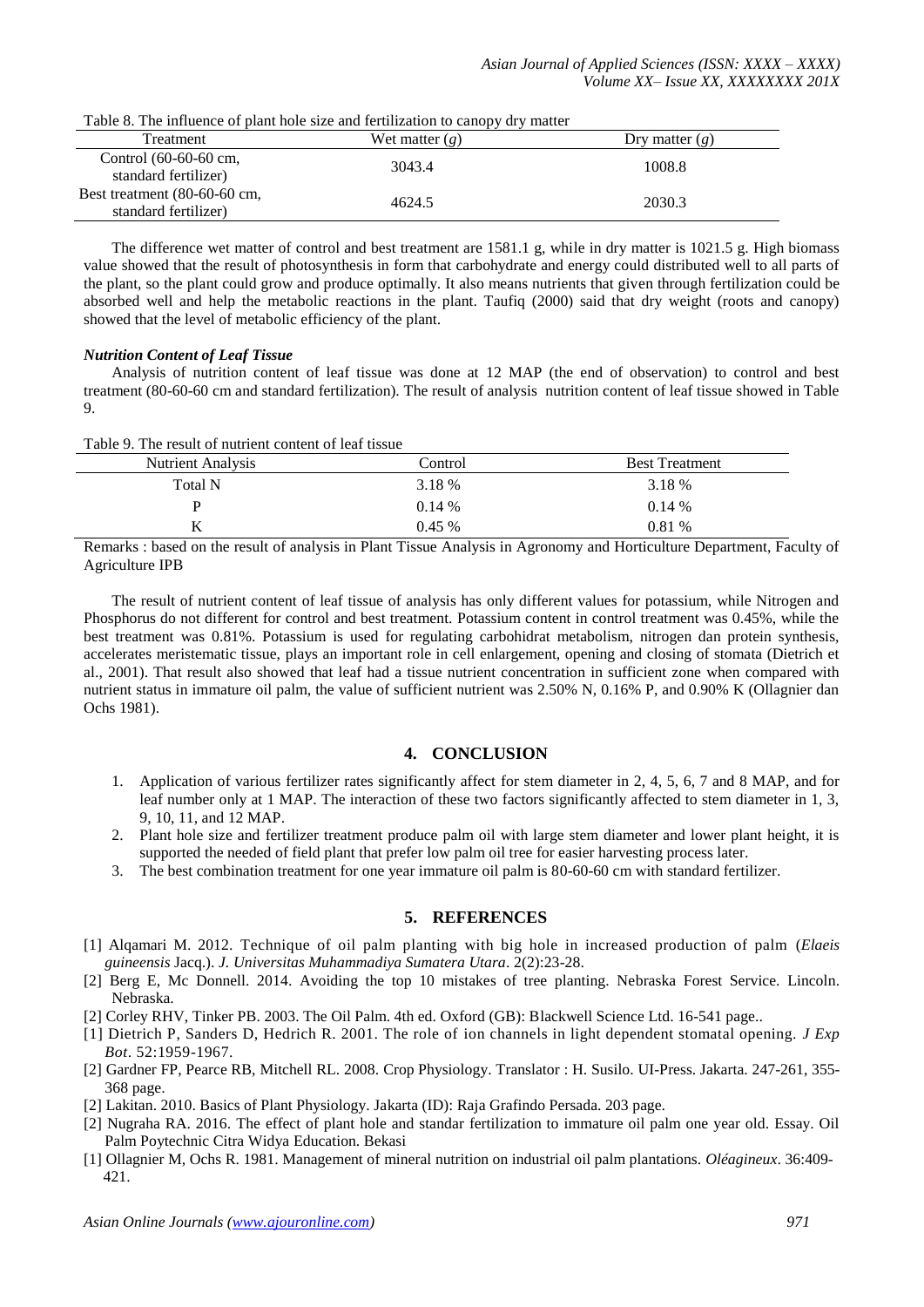Table 8. The influence of plant hole size and fertilization to canopy dry matter

| Treatment | Wet matter (*g*) | Dry matter (*g*) |
|---|---|---|
| Control (60-60-60 cm, standard fertilizer) | 3043.4 | 1008.8 |
| Best treatment (80-60-60 cm, standard fertilizer) | 4624.5 | 2030.3 |

The difference wet matter of control and best treatment are 1581.1 g, while in dry matter is 1021.5 g. High biomass value showed that the result of photosynthesis in form that carbohydrate and energy could distributed well to all parts of the plant, so the plant could grow and produce optimally. It also means nutrients that given through fertilization could be absorbed well and help the metabolic reactions in the plant. Taufiq (2000) said that dry weight (roots and canopy) showed that the level of metabolic efficiency of the plant.

***Nutrition Content of Leaf Tissue***

Analysis of nutrition content of leaf tissue was done at 12 MAP (the end of observation) to control and best treatment (80-60-60 cm and standard fertilization). The result of analysis nutrition content of leaf tissue showed in Table 9.

Table 9. The result of nutrient content of leaf tissue

| Nutrient Analysis | Control | Best Treatment |
|---|---|---|
| Total N | 3.18 % | 3.18 % |
| P | 0.14 % | 0.14 % |
| K | 0.45 % | 0.81 % |

Remarks : based on the result of analysis in Plant Tissue Analysis in Agronomy and Horticulture Department, Faculty of Agriculture IPB

The result of nutrient content of leaf tissue of analysis has only different values for potassium, while Nitrogen and Phosphorus do not different for control and best treatment. Potassium content in control treatment was 0.45%, while the best treatment was 0.81%. Potassium is used for regulating carbohidrat metabolism, nitrogen dan protein synthesis, accelerates meristematic tissue, plays an important role in cell enlargement, opening and closing of stomata (Dietrich et al., 2001). That result also showed that leaf had a tissue nutrient concentration in sufficient zone when compared with nutrient status in immature oil palm, the value of sufficient nutrient was 2.50% N, 0.16% P, and 0.90% K (Ollagnier dan Ochs 1981).

## 4. CONCLUSION

1. Application of various fertilizer rates significantly affect for stem diameter in 2, 4, 5, 6, 7 and 8 MAP, and for leaf number only at 1 MAP. The interaction of these two factors significantly affected to stem diameter in 1, 3, 9, 10, 11, and 12 MAP.
2. Plant hole size and fertilizer treatment produce palm oil with large stem diameter and lower plant height, it is supported the needed of field plant that prefer low palm oil tree for easier harvesting process later.
3. The best combination treatment for one year immature oil palm is 80-60-60 cm with standard fertilizer.

## 5. REFERENCES

[1] Alqamari M. 2012. Technique of oil palm planting with big hole in increased production of palm (*Elaeis guineensis* Jacq.). *J. Universitas Muhammadiya Sumatera Utara*. 2(2):23-28.

[2] Berg E, Mc Donnell. 2014. Avoiding the top 10 mistakes of tree planting. Nebraska Forest Service. Lincoln. Nebraska.

[2] Corley RHV, Tinker PB. 2003. The Oil Palm. 4th ed. Oxford (GB): Blackwell Science Ltd. 16-541 page..

[1] Dietrich P, Sanders D, Hedrich R. 2001. The role of ion channels in light dependent stomatal opening. *J Exp Bot*. 52:1959-1967.

[2] Gardner FP, Pearce RB, Mitchell RL. 2008. Crop Physiology. Translator : H. Susilo. UI-Press. Jakarta. 247-261, 355-368 page.

[2] Lakitan. 2010. Basics of Plant Physiology. Jakarta (ID): Raja Grafindo Persada. 203 page.

[2] Nugraha RA. 2016. The effect of plant hole and standar fertilization to immature oil palm one year old. Essay. Oil Palm Poytechnic Citra Widya Education. Bekasi

[1] Ollagnier M, Ochs R. 1981. Management of mineral nutrition on industrial oil palm plantations. *Oléagineux*. 36:409-421.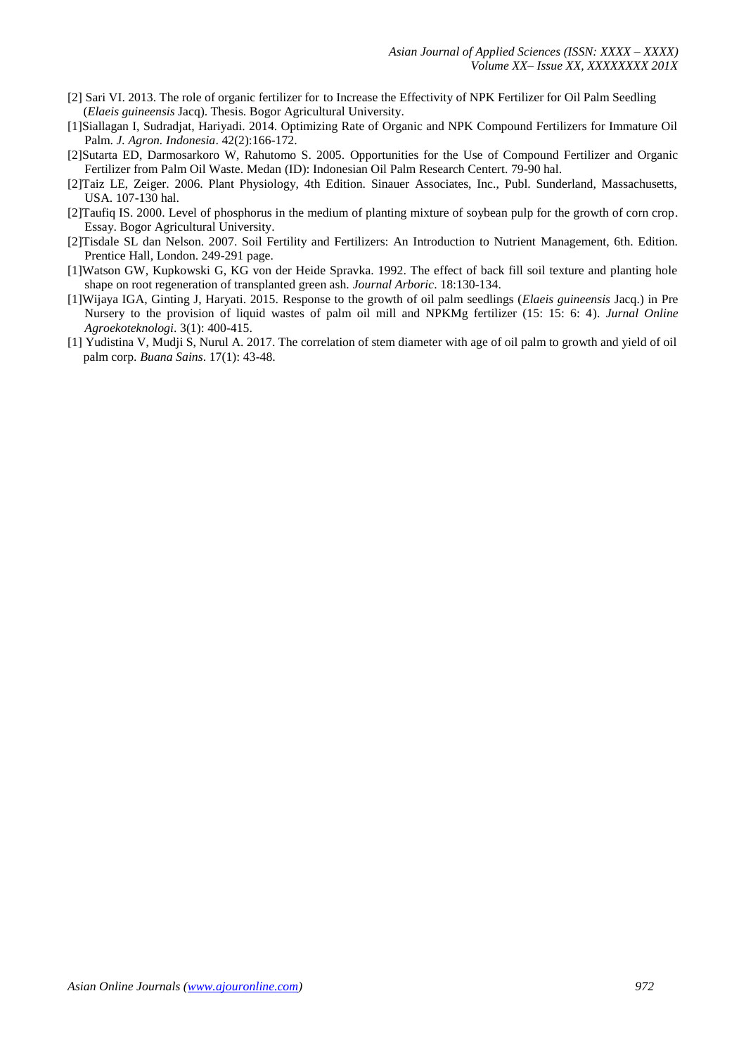[2] Sari VI. 2013. The role of organic fertilizer for to Increase the Effectivity of NPK Fertilizer for Oil Palm Seedling (*Elaeis guineensis* Jacq). Thesis. Bogor Agricultural University.

[1]Siallagan I, Sudradjat, Hariyadi. 2014. Optimizing Rate of Organic and NPK Compound Fertilizers for Immature Oil Palm. *J. Agron. Indonesia*. 42(2):166-172.

[2]Sutarta ED, Darmosarkoro W, Rahutomo S. 2005. Opportunities for the Use of Compound Fertilizer and Organic Fertilizer from Palm Oil Waste. Medan (ID): Indonesian Oil Palm Research Centert. 79-90 hal.

[2]Taiz LE, Zeiger. 2006. Plant Physiology, 4th Edition. Sinauer Associates, Inc., Publ. Sunderland, Massachusetts, USA. 107-130 hal.

[2]Taufiq IS. 2000. Level of phosphorus in the medium of planting mixture of soybean pulp for the growth of corn crop. Essay. Bogor Agricultural University.

[2]Tisdale SL dan Nelson. 2007. Soil Fertility and Fertilizers: An Introduction to Nutrient Management, 6th. Edition. Prentice Hall, London. 249-291 page.

[1]Watson GW, Kupkowski G, KG von der Heide Spravka. 1992. The effect of back fill soil texture and planting hole shape on root regeneration of transplanted green ash. *Journal Arboric*. 18:130-134.

[1]Wijaya IGA, Ginting J, Haryati. 2015. Response to the growth of oil palm seedlings (*Elaeis guineensis* Jacq.) in Pre Nursery to the provision of liquid wastes of palm oil mill and NPKMg fertilizer (15: 15: 6: 4). *Jurnal Online Agroekoteknologi*. 3(1): 400-415.

[1] Yudistina V, Mudji S, Nurul A. 2017. The correlation of stem diameter with age of oil palm to growth and yield of oil palm corp. *Buana Sains*. 17(1): 43-48.